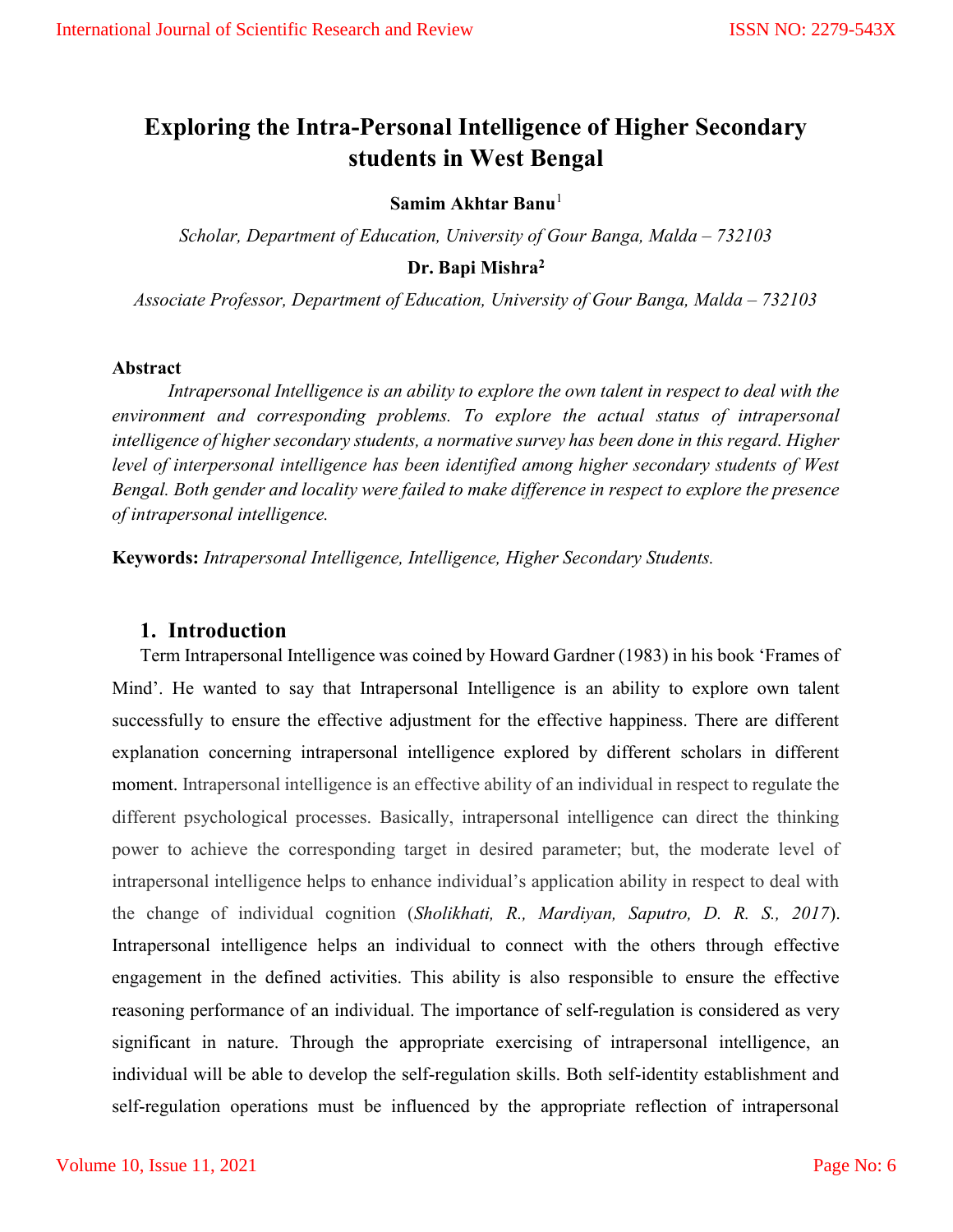# Exploring the Intra-Personal Intelligence of Higher Secondary students in West Bengal

**Samim Akhtar Banu**[1]

*Scholar, Department of Education, University of Gour Banga, Malda – 732103*

**Dr. Bapi Mishra**[2]

*Associate Professor, Department of Education, University of Gour Banga, Malda – 732103*

**Abstract**

*Intrapersonal Intelligence is an ability to explore the own talent in respect to deal with the environment and corresponding problems. To explore the actual status of intrapersonal intelligence of higher secondary students, a normative survey has been done in this regard. Higher level of interpersonal intelligence has been identified among higher secondary students of West Bengal. Both gender and locality were failed to make difference in respect to explore the presence of intrapersonal intelligence.*

**Keywords:** *Intrapersonal Intelligence, Intelligence, Higher Secondary Students.*

## 1. Introduction

Term Intrapersonal Intelligence was coined by Howard Gardner (1983) in his book 'Frames of Mind'. He wanted to say that Intrapersonal Intelligence is an ability to explore own talent successfully to ensure the effective adjustment for the effective happiness. There are different explanation concerning intrapersonal intelligence explored by different scholars in different moment. Intrapersonal intelligence is an effective ability of an individual in respect to regulate the different psychological processes. Basically, intrapersonal intelligence can direct the thinking power to achieve the corresponding target in desired parameter; but, the moderate level of intrapersonal intelligence helps to enhance individual's application ability in respect to deal with the change of individual cognition (*Sholikhati, R., Mardiyan, Saputro, D. R. S., 2017*). Intrapersonal intelligence helps an individual to connect with the others through effective engagement in the defined activities. This ability is also responsible to ensure the effective reasoning performance of an individual. The importance of self-regulation is considered as very significant in nature. Through the appropriate exercising of intrapersonal intelligence, an individual will be able to develop the self-regulation skills. Both self-identity establishment and self-regulation operations must be influenced by the appropriate reflection of intrapersonal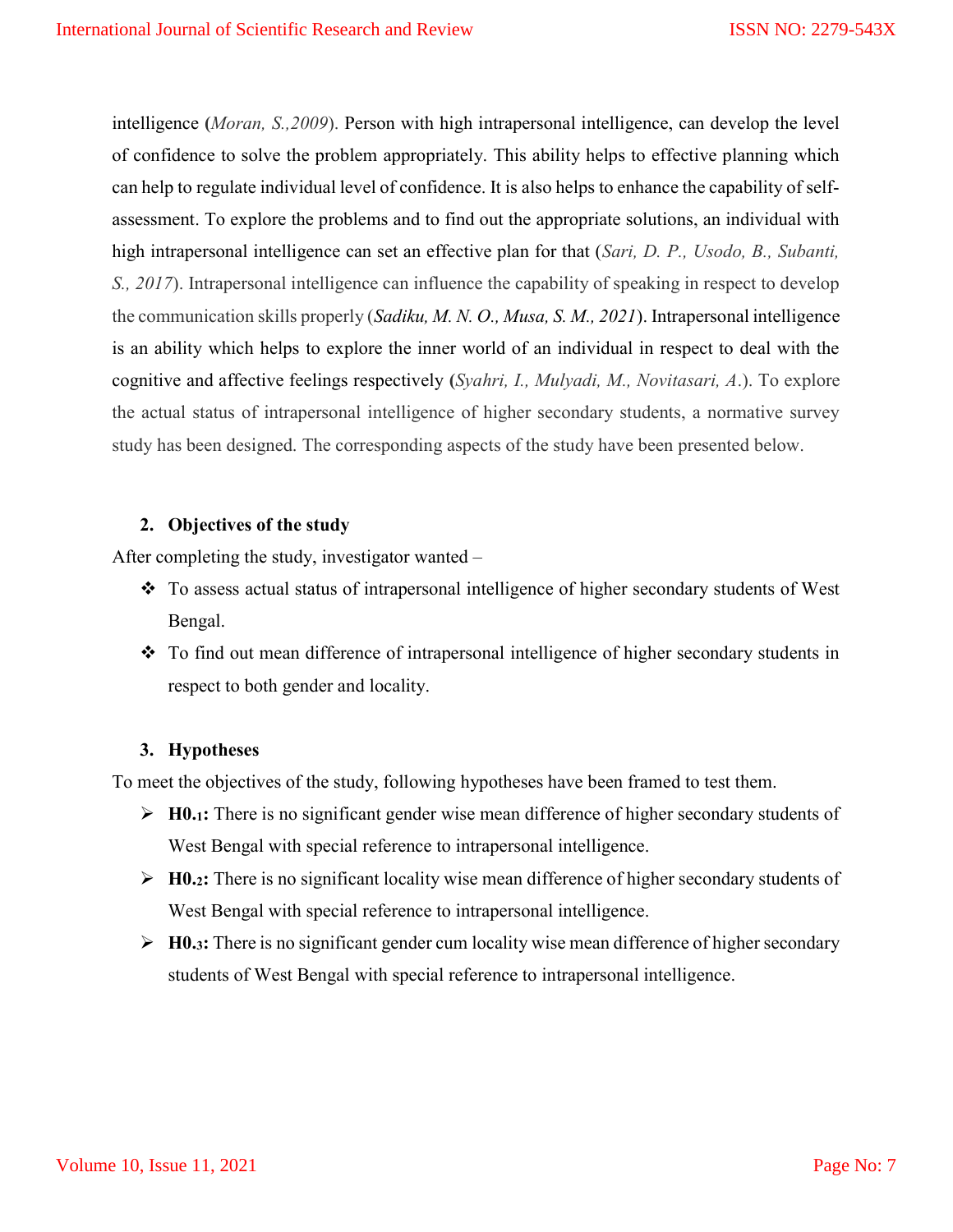intelligence (*Moran, S.,2009*). Person with high intrapersonal intelligence, can develop the level of confidence to solve the problem appropriately. This ability helps to effective planning which can help to regulate individual level of confidence. It is also helps to enhance the capability of self-assessment. To explore the problems and to find out the appropriate solutions, an individual with high intrapersonal intelligence can set an effective plan for that (*Sari, D. P., Usodo, B., Subanti, S., 2017*). Intrapersonal intelligence can influence the capability of speaking in respect to develop the communication skills properly (*Sadiku, M. N. O., Musa, S. M., 2021*). Intrapersonal intelligence is an ability which helps to explore the inner world of an individual in respect to deal with the cognitive and affective feelings respectively (*Syahri, I., Mulyadi, M., Novitasari, A.*). To explore the actual status of intrapersonal intelligence of higher secondary students, a normative survey study has been designed. The corresponding aspects of the study have been presented below.

## 2. Objectives of the study

After completing the study, investigator wanted –

- To assess actual status of intrapersonal intelligence of higher secondary students of West Bengal.
- To find out mean difference of intrapersonal intelligence of higher secondary students in respect to both gender and locality.

## 3. Hypotheses

To meet the objectives of the study, following hypotheses have been framed to test them.

- **$H0_{.1}$:** There is no significant gender wise mean difference of higher secondary students of West Bengal with special reference to intrapersonal intelligence.
- **$H0_{.2}$:** There is no significant locality wise mean difference of higher secondary students of West Bengal with special reference to intrapersonal intelligence.
- **$H0_{.3}$:** There is no significant gender cum locality wise mean difference of higher secondary students of West Bengal with special reference to intrapersonal intelligence.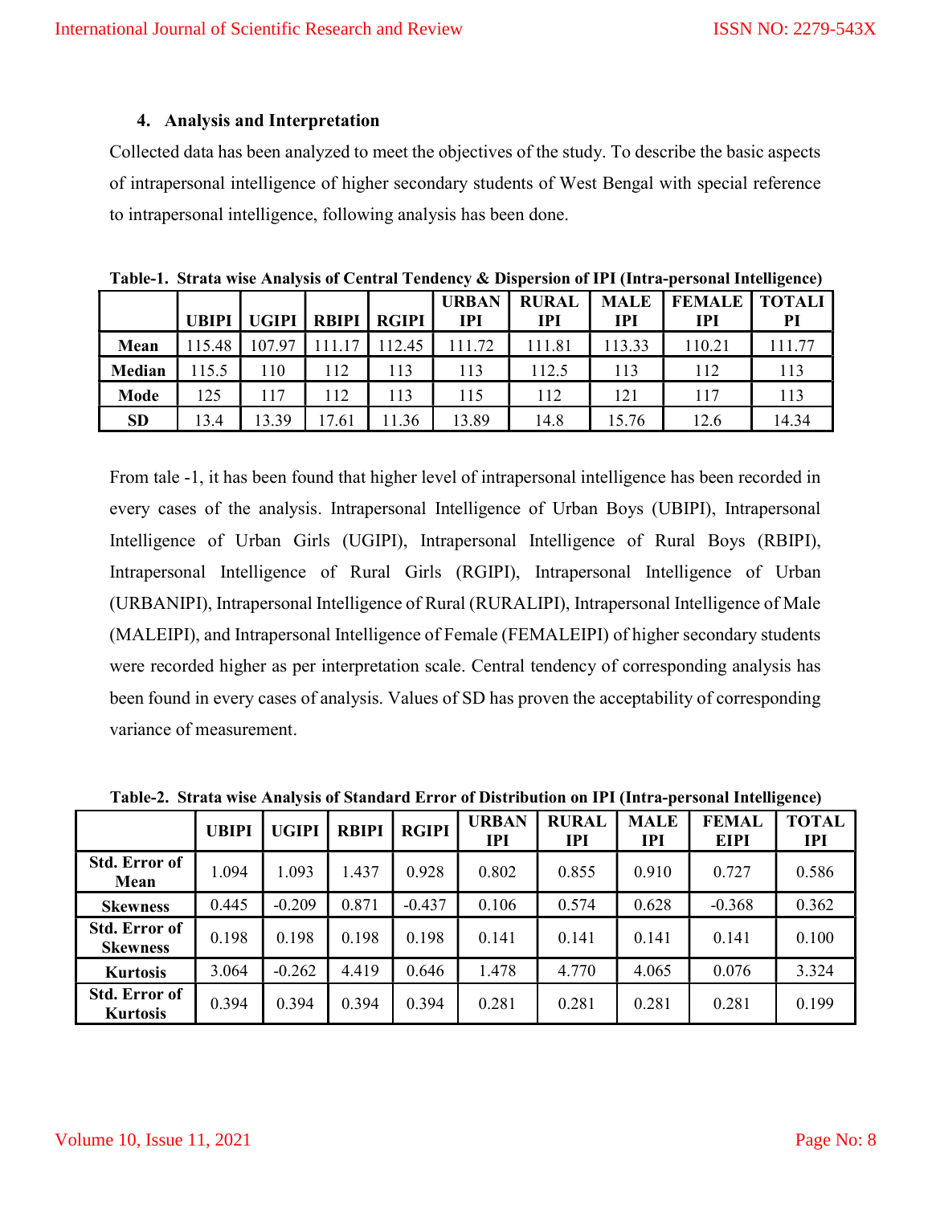## 4. Analysis and Interpretation

Collected data has been analyzed to meet the objectives of the study. To describe the basic aspects of intrapersonal intelligence of higher secondary students of West Bengal with special reference to intrapersonal intelligence, following analysis has been done.

**Table-1. Strata wise Analysis of Central Tendency & Dispersion of IPI (Intra-personal Intelligence)**

| | UBIPI | UGIPI | RBIPI | RGIPI | URBAN IPI | RURAL IPI | MALE IPI | FEMALE IPI | TOTALI PI |
|---|---|---|---|---|---|---|---|---|---|
| **Mean** | 115.48 | 107.97 | 111.17 | 112.45 | 111.72 | 111.81 | 113.33 | 110.21 | 111.77 |
| **Median** | 115.5 | 110 | 112 | 113 | 113 | 112.5 | 113 | 112 | 113 |
| **Mode** | 125 | 117 | 112 | 113 | 115 | 112 | 121 | 117 | 113 |
| **SD** | 13.4 | 13.39 | 17.61 | 11.36 | 13.89 | 14.8 | 15.76 | 12.6 | 14.34 |

From tale -1, it has been found that higher level of intrapersonal intelligence has been recorded in every cases of the analysis. Intrapersonal Intelligence of Urban Boys (UBIPI), Intrapersonal Intelligence of Urban Girls (UGIPI), Intrapersonal Intelligence of Rural Boys (RBIPI), Intrapersonal Intelligence of Rural Girls (RGIPI), Intrapersonal Intelligence of Urban (URBANIPI), Intrapersonal Intelligence of Rural (RURALIPI), Intrapersonal Intelligence of Male (MALEIPI), and Intrapersonal Intelligence of Female (FEMALEIPI) of higher secondary students were recorded higher as per interpretation scale. Central tendency of corresponding analysis has been found in every cases of analysis. Values of SD has proven the acceptability of corresponding variance of measurement.

**Table-2. Strata wise Analysis of Standard Error of Distribution on IPI (Intra-personal Intelligence)**

| | UBIPI | UGIPI | RBIPI | RGIPI | URBAN IPI | RURAL IPI | MALE IPI | FEMAL EIPI | TOTAL IPI |
|---|---|---|---|---|---|---|---|---|---|
| **Std. Error of Mean** | 1.094 | 1.093 | 1.437 | 0.928 | 0.802 | 0.855 | 0.910 | 0.727 | 0.586 |
| **Skewness** | 0.445 | -0.209 | 0.871 | -0.437 | 0.106 | 0.574 | 0.628 | -0.368 | 0.362 |
| **Std. Error of Skewness** | 0.198 | 0.198 | 0.198 | 0.198 | 0.141 | 0.141 | 0.141 | 0.141 | 0.100 |
| **Kurtosis** | 3.064 | -0.262 | 4.419 | 0.646 | 1.478 | 4.770 | 4.065 | 0.076 | 3.324 |
| **Std. Error of Kurtosis** | 0.394 | 0.394 | 0.394 | 0.394 | 0.281 | 0.281 | 0.281 | 0.281 | 0.199 |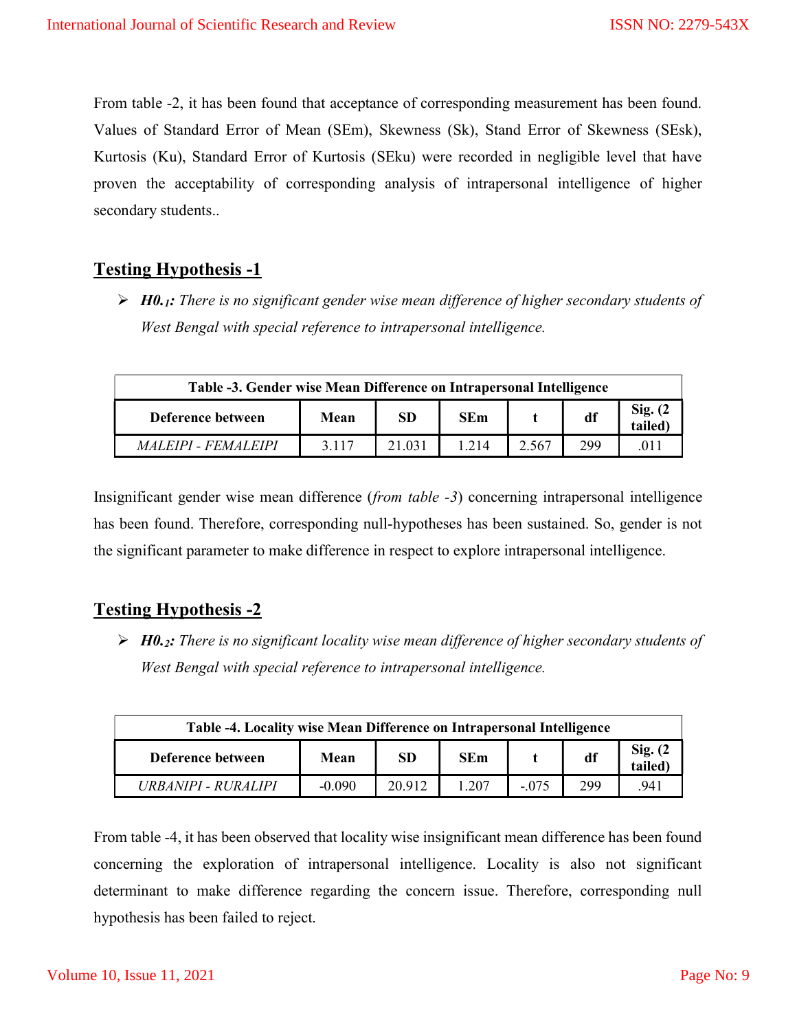From table -2, it has been found that acceptance of corresponding measurement has been found. Values of Standard Error of Mean (SEm), Skewness (Sk), Stand Error of Skewness (SEsk), Kurtosis (Ku), Standard Error of Kurtosis (SEku) were recorded in negligible level that have proven the acceptability of corresponding analysis of intrapersonal intelligence of higher secondary students..

## Testing Hypothesis -1

- ***H0.₁:*** *There is no significant gender wise mean difference of higher secondary students of West Bengal with special reference to intrapersonal intelligence.*

**Table -3. Gender wise Mean Difference on Intrapersonal Intelligence**

| Deference between | Mean | SD | SEm | t | df | Sig. (2 tailed) |
|---|---|---|---|---|---|---|
| *MALEIPI - FEMALEIPI* | 3.117 | 21.031 | 1.214 | 2.567 | 299 | .011 |

Insignificant gender wise mean difference (*from table -3*) concerning intrapersonal intelligence has been found. Therefore, corresponding null-hypotheses has been sustained. So, gender is not the significant parameter to make difference in respect to explore intrapersonal intelligence.

## Testing Hypothesis -2

- ***H0.₂:*** *There is no significant locality wise mean difference of higher secondary students of West Bengal with special reference to intrapersonal intelligence.*

**Table -4. Locality wise Mean Difference on Intrapersonal Intelligence**

| Deference between | Mean | SD | SEm | t | df | Sig. (2 tailed) |
|---|---|---|---|---|---|---|
| *URBANIPI - RURALIPI* | -0.090 | 20.912 | 1.207 | -.075 | 299 | .941 |

From table -4, it has been observed that locality wise insignificant mean difference has been found concerning the exploration of intrapersonal intelligence. Locality is also not significant determinant to make difference regarding the concern issue. Therefore, corresponding null hypothesis has been failed to reject.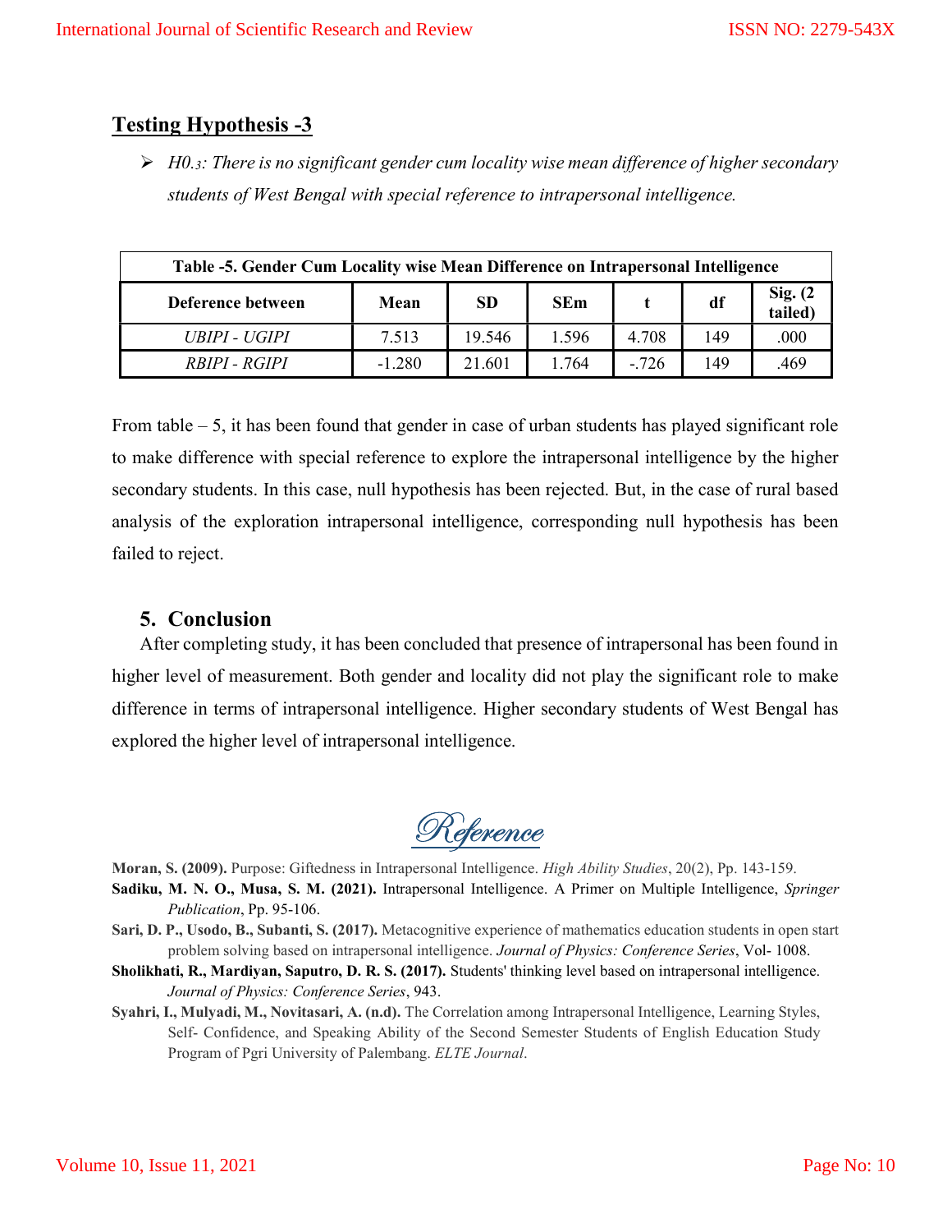## Testing Hypothesis -3

- *H0.3: There is no significant gender cum locality wise mean difference of higher secondary students of West Bengal with special reference to intrapersonal intelligence.*

| Table -5. Gender Cum Locality wise Mean Difference on Intrapersonal Intelligence | | | | | | |
|---|---|---|---|---|---|---|
| **Deference between** | **Mean** | **SD** | **SEm** | **t** | **df** | **Sig. (2 tailed)** |
| *UBIPI - UGIPI* | 7.513 | 19.546 | 1.596 | 4.708 | 149 | .000 |
| *RBIPI - RGIPI* | -1.280 | 21.601 | 1.764 | -.726 | 149 | .469 |

From table – 5, it has been found that gender in case of urban students has played significant role to make difference with special reference to explore the intrapersonal intelligence by the higher secondary students. In this case, null hypothesis has been rejected. But, in the case of rural based analysis of the exploration intrapersonal intelligence, corresponding null hypothesis has been failed to reject.

## 5. Conclusion

After completing study, it has been concluded that presence of intrapersonal has been found in higher level of measurement. Both gender and locality did not play the significant role to make difference in terms of intrapersonal intelligence. Higher secondary students of West Bengal has explored the higher level of intrapersonal intelligence.

## Reference

**Moran, S. (2009).** Purpose: Giftedness in Intrapersonal Intelligence. *High Ability Studies*, 20(2), Pp. 143-159.

**Sadiku, M. N. O., Musa, S. M. (2021).** Intrapersonal Intelligence. A Primer on Multiple Intelligence, *Springer Publication*, Pp. 95-106.

**Sari, D. P., Usodo, B., Subanti, S. (2017).** Metacognitive experience of mathematics education students in open start problem solving based on intrapersonal intelligence. *Journal of Physics: Conference Series*, Vol- 1008.

**Sholikhati, R., Mardiyan, Saputro, D. R. S. (2017).** Students' thinking level based on intrapersonal intelligence. *Journal of Physics: Conference Series*, 943.

**Syahri, I., Mulyadi, M., Novitasari, A. (n.d).** The Correlation among Intrapersonal Intelligence, Learning Styles, Self- Confidence, and Speaking Ability of the Second Semester Students of English Education Study Program of Pgri University of Palembang. *ELTE Journal*.